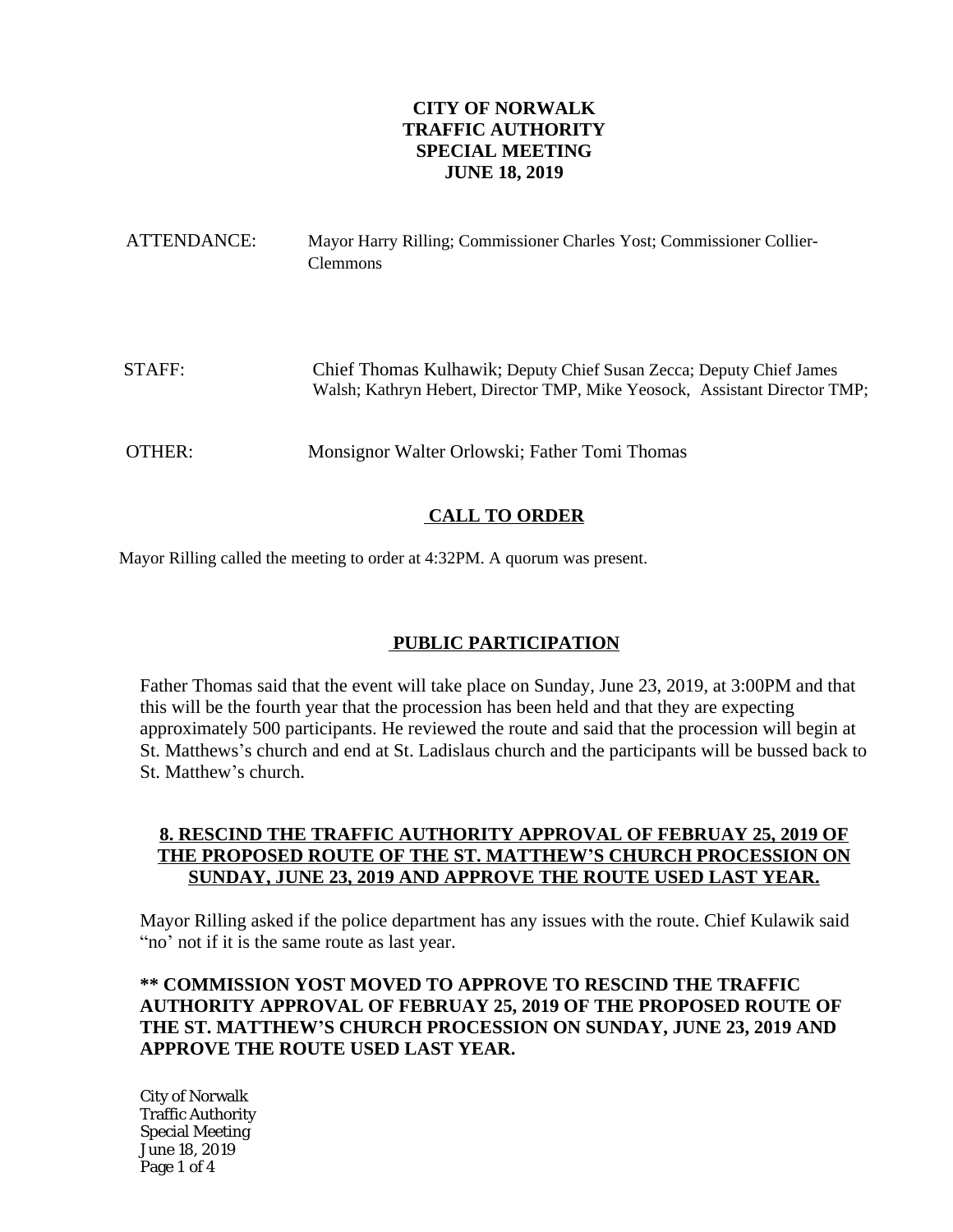# CITY OF NORWALK
# TRAFFIC AUTHORITY
# SPECIAL MEETING
# JUNE 18, 2019

ATTENDANCE: Mayor Harry Rilling; Commissioner Charles Yost; Commissioner Collier-Clemmons

STAFF: Chief Thomas Kulhawik; Deputy Chief Susan Zecca; Deputy Chief James Walsh; Kathryn Hebert, Director TMP, Mike Yeosock, Assistant Director TMP;

OTHER: Monsignor Walter Orlowski; Father Tomi Thomas

## CALL TO ORDER

Mayor Rilling called the meeting to order at 4:32PM. A quorum was present.

## PUBLIC PARTICIPATION

Father Thomas said that the event will take place on Sunday, June 23, 2019, at 3:00PM and that this will be the fourth year that the procession has been held and that they are expecting approximately 500 participants. He reviewed the route and said that the procession will begin at St. Matthews's church and end at St. Ladislaus church and the participants will be bussed back to St. Matthew's church.

## 8. RESCIND THE TRAFFIC AUTHORITY APPROVAL OF FEBRUAY 25, 2019 OF THE PROPOSED ROUTE OF THE ST. MATTHEW'S CHURCH PROCESSION ON SUNDAY, JUNE 23, 2019 AND APPROVE THE ROUTE USED LAST YEAR.

Mayor Rilling asked if the police department has any issues with the route. Chief Kulawik said "no' not if it is the same route as last year.

**\*\* COMMISSION YOST MOVED TO APPROVE TO RESCIND THE TRAFFIC AUTHORITY APPROVAL OF FEBRUAY 25, 2019 OF THE PROPOSED ROUTE OF THE ST. MATTHEW'S CHURCH PROCESSION ON SUNDAY, JUNE 23, 2019 AND APPROVE THE ROUTE USED LAST YEAR.**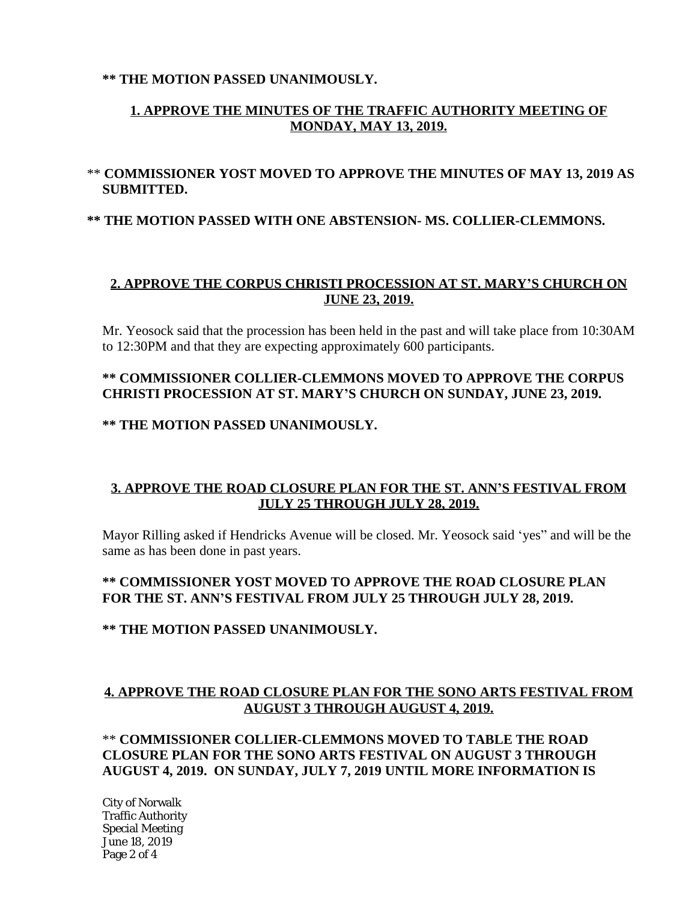**\*\* THE MOTION PASSED UNANIMOUSLY.**

**1. APPROVE THE MINUTES OF THE TRAFFIC AUTHORITY MEETING OF MONDAY, MAY 13, 2019.**

\*\* **COMMISSIONER YOST MOVED TO APPROVE THE MINUTES OF MAY 13, 2019 AS SUBMITTED.**

**\*\* THE MOTION PASSED WITH ONE ABSTENSION- MS. COLLIER-CLEMMONS.**

**2. APPROVE THE CORPUS CHRISTI PROCESSION AT ST. MARY'S CHURCH ON JUNE 23, 2019.**

Mr. Yeosock said that the procession has been held in the past and will take place from 10:30AM to 12:30PM and that they are expecting approximately 600 participants.

**\*\* COMMISSIONER COLLIER-CLEMMONS MOVED TO APPROVE THE CORPUS CHRISTI PROCESSION AT ST. MARY'S CHURCH ON SUNDAY, JUNE 23, 2019.**

**\*\* THE MOTION PASSED UNANIMOUSLY.**

**3. APPROVE THE ROAD CLOSURE PLAN FOR THE ST. ANN'S FESTIVAL FROM JULY 25 THROUGH JULY 28, 2019.**

Mayor Rilling asked if Hendricks Avenue will be closed. Mr. Yeosock said 'yes" and will be the same as has been done in past years.

**\*\* COMMISSIONER YOST MOVED TO APPROVE THE ROAD CLOSURE PLAN FOR THE ST. ANN'S FESTIVAL FROM JULY 25 THROUGH JULY 28, 2019.**

**\*\* THE MOTION PASSED UNANIMOUSLY.**

**4. APPROVE THE ROAD CLOSURE PLAN FOR THE SONO ARTS FESTIVAL FROM AUGUST 3 THROUGH AUGUST 4, 2019.**

\*\* **COMMISSIONER COLLIER-CLEMMONS MOVED TO TABLE THE ROAD CLOSURE PLAN FOR THE SONO ARTS FESTIVAL ON AUGUST 3 THROUGH AUGUST 4, 2019. ON SUNDAY, JULY 7, 2019 UNTIL MORE INFORMATION IS**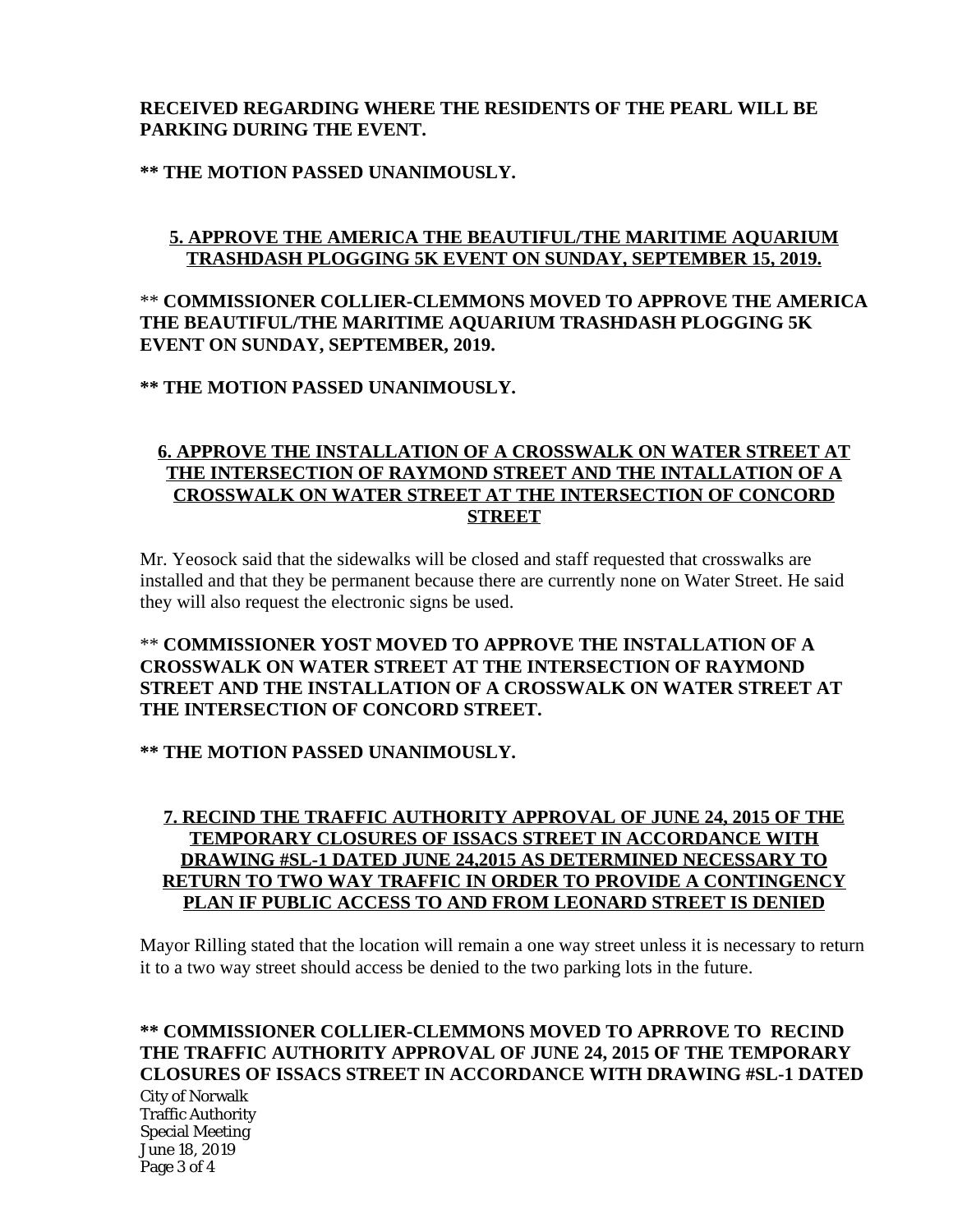**RECEIVED REGARDING WHERE THE RESIDENTS OF THE PEARL WILL BE PARKING DURING THE EVENT.**

**** THE MOTION PASSED UNANIMOUSLY.**

**5. APPROVE THE AMERICA THE BEAUTIFUL/THE MARITIME AQUARIUM TRASHDASH PLOGGING 5K EVENT ON SUNDAY, SEPTEMBER 15, 2019.**

** **COMMISSIONER COLLIER-CLEMMONS MOVED TO APPROVE THE AMERICA THE BEAUTIFUL/THE MARITIME AQUARIUM TRASHDASH PLOGGING 5K EVENT ON SUNDAY, SEPTEMBER, 2019.**

**** THE MOTION PASSED UNANIMOUSLY.**

**6. APPROVE THE INSTALLATION OF A CROSSWALK ON WATER STREET AT THE INTERSECTION OF RAYMOND STREET AND THE INTALLATION OF A CROSSWALK ON WATER STREET AT THE INTERSECTION OF CONCORD STREET**

Mr. Yeosock said that the sidewalks will be closed and staff requested that crosswalks are installed and that they be permanent because there are currently none on Water Street. He said they will also request the electronic signs be used.

** **COMMISSIONER YOST MOVED TO APPROVE THE INSTALLATION OF A CROSSWALK ON WATER STREET AT THE INTERSECTION OF RAYMOND STREET AND THE INSTALLATION OF A CROSSWALK ON WATER STREET AT THE INTERSECTION OF CONCORD STREET.**

**** THE MOTION PASSED UNANIMOUSLY.**

**7. RECIND THE TRAFFIC AUTHORITY APPROVAL OF JUNE 24, 2015 OF THE TEMPORARY CLOSURES OF ISSACS STREET IN ACCORDANCE WITH DRAWING #SL-1 DATED JUNE 24,2015 AS DETERMINED NECESSARY TO RETURN TO TWO WAY TRAFFIC IN ORDER TO PROVIDE A CONTINGENCY PLAN IF PUBLIC ACCESS TO AND FROM LEONARD STREET IS DENIED**

Mayor Rilling stated that the location will remain a one way street unless it is necessary to return it to a two way street should access be denied to the two parking lots in the future.

**** COMMISSIONER COLLIER-CLEMMONS MOVED TO APRROVE TO RECIND THE TRAFFIC AUTHORITY APPROVAL OF JUNE 24, 2015 OF THE TEMPORARY CLOSURES OF ISSACS STREET IN ACCORDANCE WITH DRAWING #SL-1 DATED**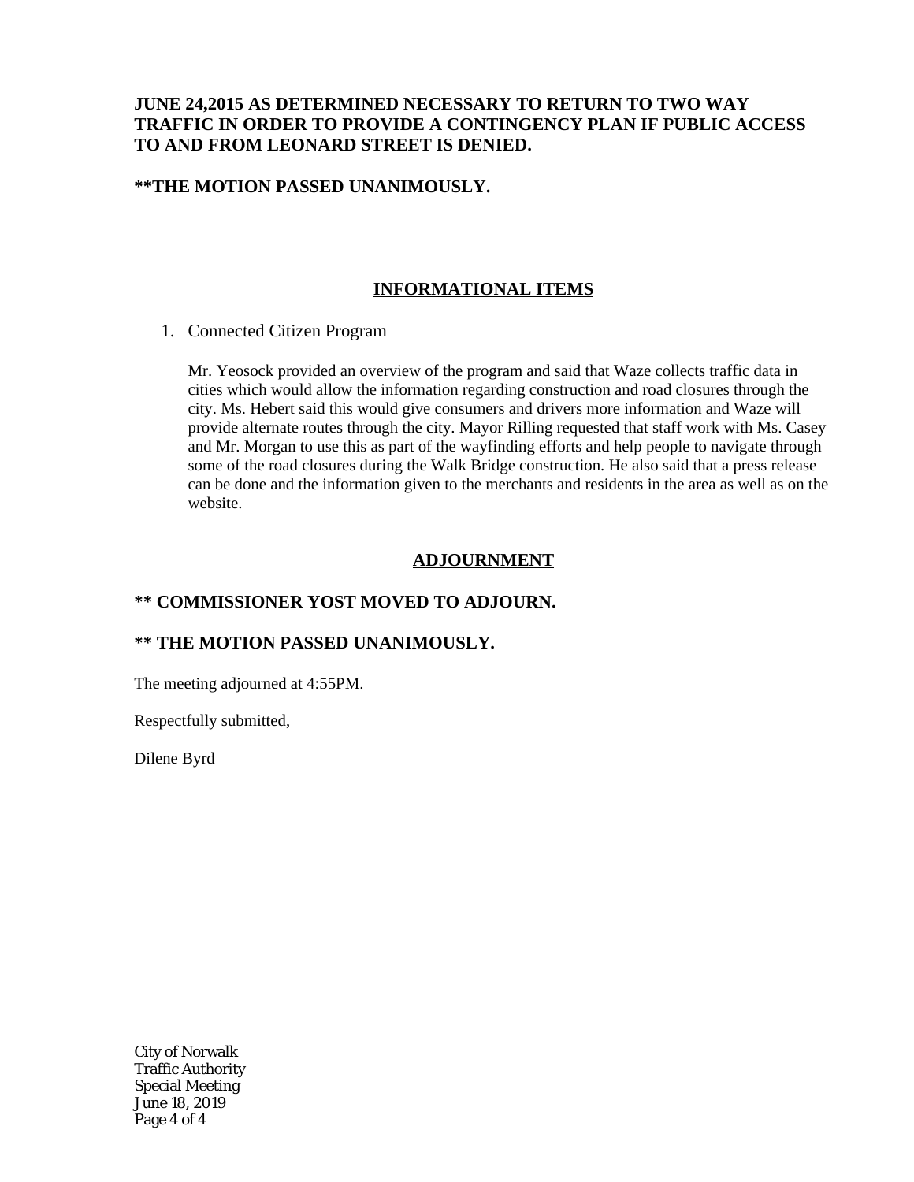**JUNE 24,2015 AS DETERMINED NECESSARY TO RETURN TO TWO WAY TRAFFIC IN ORDER TO PROVIDE A CONTINGENCY PLAN IF PUBLIC ACCESS TO AND FROM LEONARD STREET IS DENIED.**

****THE MOTION PASSED UNANIMOUSLY.**

## INFORMATIONAL ITEMS

1. Connected Citizen Program

   Mr. Yeosock provided an overview of the program and said that Waze collects traffic data in cities which would allow the information regarding construction and road closures through the city. Ms. Hebert said this would give consumers and drivers more information and Waze will provide alternate routes through the city. Mayor Rilling requested that staff work with Ms. Casey and Mr. Morgan to use this as part of the wayfinding efforts and help people to navigate through some of the road closures during the Walk Bridge construction. He also said that a press release can be done and the information given to the merchants and residents in the area as well as on the website.

## ADJOURNMENT

**** COMMISSIONER YOST MOVED TO ADJOURN.**

**** THE MOTION PASSED UNANIMOUSLY.**

The meeting adjourned at 4:55PM.

Respectfully submitted,

Dilene Byrd

City of Norwalk
Traffic Authority
Special Meeting
June 18, 2019